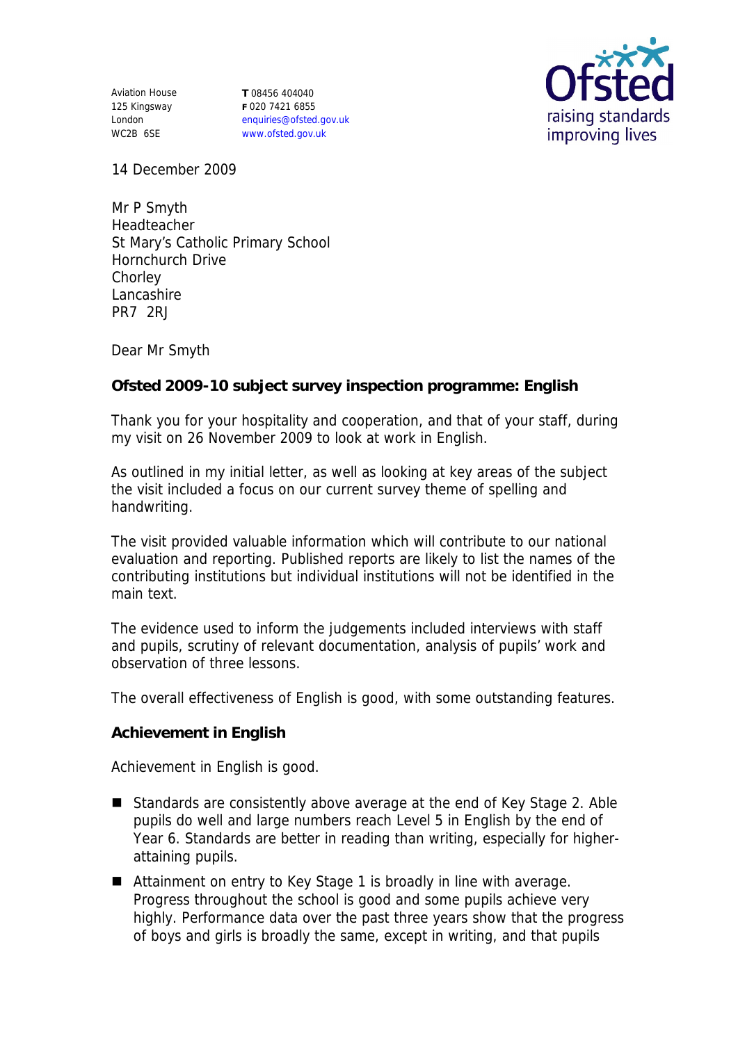Aviation House
125 Kingsway
London
WC2B 6SE

**T** 08456 404040
**F** 020 7421 6855
enquiries@ofsted.gov.uk
www.ofsted.gov.uk

Ofsted
raising standards
improving lives

14 December 2009

Mr P Smyth
Headteacher
St Mary's Catholic Primary School
Hornchurch Drive
Chorley
Lancashire
PR7 2RJ

Dear Mr Smyth

**Ofsted 2009-10 subject survey inspection programme: English**

Thank you for your hospitality and cooperation, and that of your staff, during my visit on 26 November 2009 to look at work in English.

As outlined in my initial letter, as well as looking at key areas of the subject the visit included a focus on our current survey theme of spelling and handwriting.

The visit provided valuable information which will contribute to our national evaluation and reporting. Published reports are likely to list the names of the contributing institutions but individual institutions will not be identified in the main text.

The evidence used to inform the judgements included interviews with staff and pupils, scrutiny of relevant documentation, analysis of pupils' work and observation of three lessons.

The overall effectiveness of English is good, with some outstanding features.

**Achievement in English**

Achievement in English is good.

- Standards are consistently above average at the end of Key Stage 2. Able pupils do well and large numbers reach Level 5 in English by the end of Year 6. Standards are better in reading than writing, especially for higher-attaining pupils.
- Attainment on entry to Key Stage 1 is broadly in line with average. Progress throughout the school is good and some pupils achieve very highly. Performance data over the past three years show that the progress of boys and girls is broadly the same, except in writing, and that pupils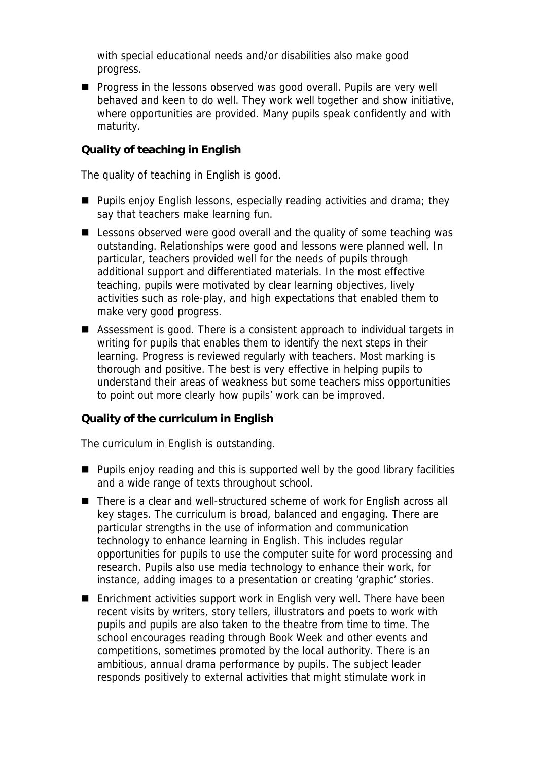with special educational needs and/or disabilities also make good progress.

- Progress in the lessons observed was good overall. Pupils are very well behaved and keen to do well. They work well together and show initiative, where opportunities are provided. Many pupils speak confidently and with maturity.

**Quality of teaching in English**

The quality of teaching in English is good.

- Pupils enjoy English lessons, especially reading activities and drama; they say that teachers make learning fun.
- Lessons observed were good overall and the quality of some teaching was outstanding. Relationships were good and lessons were planned well. In particular, teachers provided well for the needs of pupils through additional support and differentiated materials. In the most effective teaching, pupils were motivated by clear learning objectives, lively activities such as role-play, and high expectations that enabled them to make very good progress.
- Assessment is good. There is a consistent approach to individual targets in writing for pupils that enables them to identify the next steps in their learning. Progress is reviewed regularly with teachers. Most marking is thorough and positive. The best is very effective in helping pupils to understand their areas of weakness but some teachers miss opportunities to point out more clearly how pupils' work can be improved.

**Quality of the curriculum in English**

The curriculum in English is outstanding.

- Pupils enjoy reading and this is supported well by the good library facilities and a wide range of texts throughout school.
- There is a clear and well-structured scheme of work for English across all key stages. The curriculum is broad, balanced and engaging. There are particular strengths in the use of information and communication technology to enhance learning in English. This includes regular opportunities for pupils to use the computer suite for word processing and research. Pupils also use media technology to enhance their work, for instance, adding images to a presentation or creating 'graphic' stories.
- Enrichment activities support work in English very well. There have been recent visits by writers, story tellers, illustrators and poets to work with pupils and pupils are also taken to the theatre from time to time. The school encourages reading through Book Week and other events and competitions, sometimes promoted by the local authority. There is an ambitious, annual drama performance by pupils. The subject leader responds positively to external activities that might stimulate work in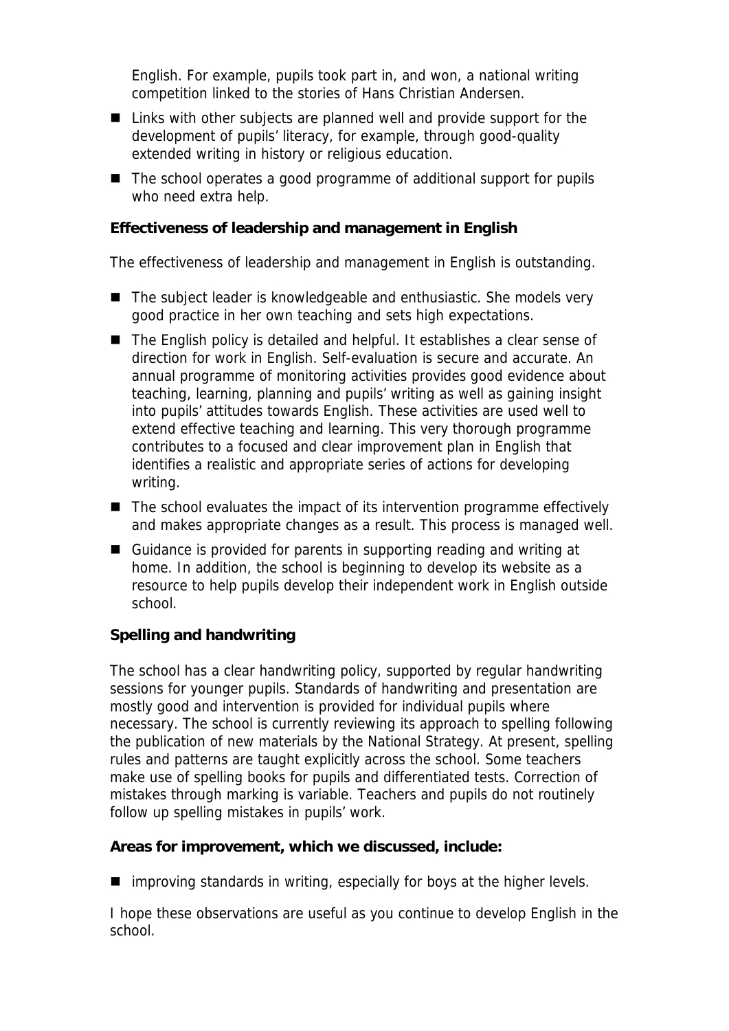English. For example, pupils took part in, and won, a national writing competition linked to the stories of Hans Christian Andersen.

- Links with other subjects are planned well and provide support for the development of pupils' literacy, for example, through good-quality extended writing in history or religious education.
- The school operates a good programme of additional support for pupils who need extra help.

**Effectiveness of leadership and management in English**

The effectiveness of leadership and management in English is outstanding.

- The subject leader is knowledgeable and enthusiastic. She models very good practice in her own teaching and sets high expectations.
- The English policy is detailed and helpful. It establishes a clear sense of direction for work in English. Self-evaluation is secure and accurate. An annual programme of monitoring activities provides good evidence about teaching, learning, planning and pupils' writing as well as gaining insight into pupils' attitudes towards English. These activities are used well to extend effective teaching and learning. This very thorough programme contributes to a focused and clear improvement plan in English that identifies a realistic and appropriate series of actions for developing writing.
- The school evaluates the impact of its intervention programme effectively and makes appropriate changes as a result. This process is managed well.
- Guidance is provided for parents in supporting reading and writing at home. In addition, the school is beginning to develop its website as a resource to help pupils develop their independent work in English outside school.

**Spelling and handwriting**

The school has a clear handwriting policy, supported by regular handwriting sessions for younger pupils. Standards of handwriting and presentation are mostly good and intervention is provided for individual pupils where necessary. The school is currently reviewing its approach to spelling following the publication of new materials by the National Strategy. At present, spelling rules and patterns are taught explicitly across the school. Some teachers make use of spelling books for pupils and differentiated tests. Correction of mistakes through marking is variable. Teachers and pupils do not routinely follow up spelling mistakes in pupils' work.

**Areas for improvement, which we discussed, include:**

- improving standards in writing, especially for boys at the higher levels.

I hope these observations are useful as you continue to develop English in the school.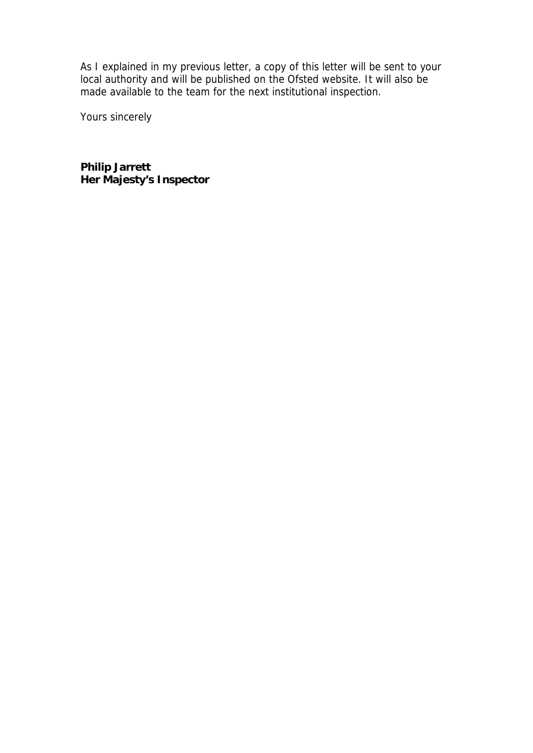As I explained in my previous letter, a copy of this letter will be sent to your local authority and will be published on the Ofsted website. It will also be made available to the team for the next institutional inspection.

Yours sincerely

**Philip Jarrett**
**Her Majesty's Inspector**